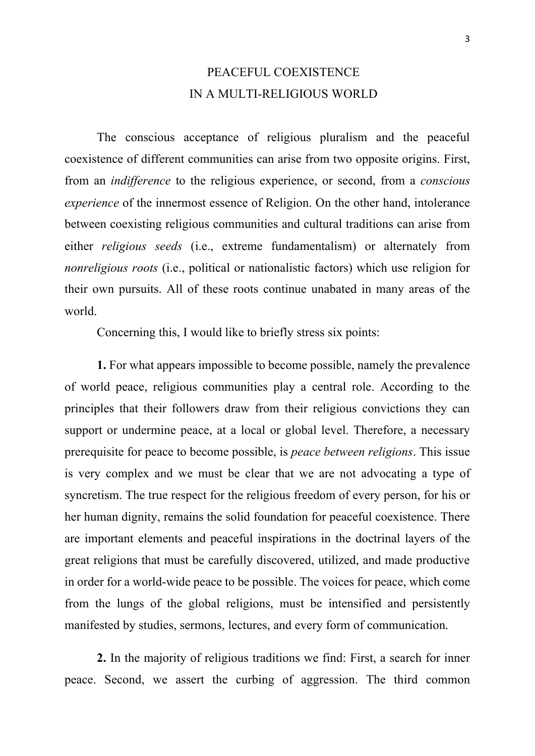# PEACEFUL COEXISTENCE
# IN A MULTI-RELIGIOUS WORLD

The conscious acceptance of religious pluralism and the peaceful coexistence of different communities can arise from two opposite origins. First, from an *indifference* to the religious experience, or second, from a *conscious experience* of the innermost essence of Religion. On the other hand, intolerance between coexisting religious communities and cultural traditions can arise from either *religious seeds* (i.e., extreme fundamentalism) or alternately from *nonreligious roots* (i.e., political or nationalistic factors) which use religion for their own pursuits. All of these roots continue unabated in many areas of the world.

Concerning this, I would like to briefly stress six points:

**1.** For what appears impossible to become possible, namely the prevalence of world peace, religious communities play a central role. According to the principles that their followers draw from their religious convictions they can support or undermine peace, at a local or global level. Therefore, a necessary prerequisite for peace to become possible, is *peace between religions*. This issue is very complex and we must be clear that we are not advocating a type of syncretism. The true respect for the religious freedom of every person, for his or her human dignity, remains the solid foundation for peaceful coexistence. There are important elements and peaceful inspirations in the doctrinal layers of the great religions that must be carefully discovered, utilized, and made productive in order for a world-wide peace to be possible. The voices for peace, which come from the lungs of the global religions, must be intensified and persistently manifested by studies, sermons, lectures, and every form of communication.

**2.** In the majority of religious traditions we find: First, a search for inner peace. Second, we assert the curbing of aggression. The third common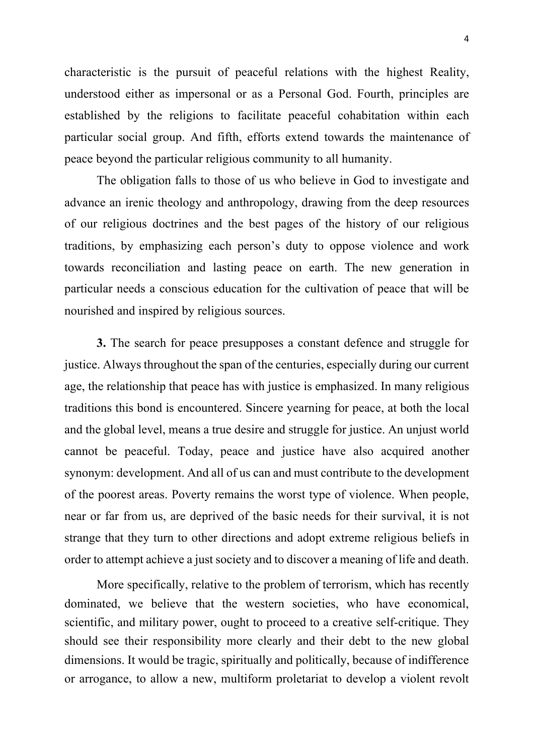characteristic is the pursuit of peaceful relations with the highest Reality, understood either as impersonal or as a Personal God. Fourth, principles are established by the religions to facilitate peaceful cohabitation within each particular social group. And fifth, efforts extend towards the maintenance of peace beyond the particular religious community to all humanity.

The obligation falls to those of us who believe in God to investigate and advance an irenic theology and anthropology, drawing from the deep resources of our religious doctrines and the best pages of the history of our religious traditions, by emphasizing each person's duty to oppose violence and work towards reconciliation and lasting peace on earth. The new generation in particular needs a conscious education for the cultivation of peace that will be nourished and inspired by religious sources.

**3.** The search for peace presupposes a constant defence and struggle for justice. Always throughout the span of the centuries, especially during our current age, the relationship that peace has with justice is emphasized. In many religious traditions this bond is encountered. Sincere yearning for peace, at both the local and the global level, means a true desire and struggle for justice. An unjust world cannot be peaceful. Today, peace and justice have also acquired another synonym: development. And all of us can and must contribute to the development of the poorest areas. Poverty remains the worst type of violence. When people, near or far from us, are deprived of the basic needs for their survival, it is not strange that they turn to other directions and adopt extreme religious beliefs in order to attempt achieve a just society and to discover a meaning of life and death.

More specifically, relative to the problem of terrorism, which has recently dominated, we believe that the western societies, who have economical, scientific, and military power, ought to proceed to a creative self-critique. They should see their responsibility more clearly and their debt to the new global dimensions. It would be tragic, spiritually and politically, because of indifference or arrogance, to allow a new, multiform proletariat to develop a violent revolt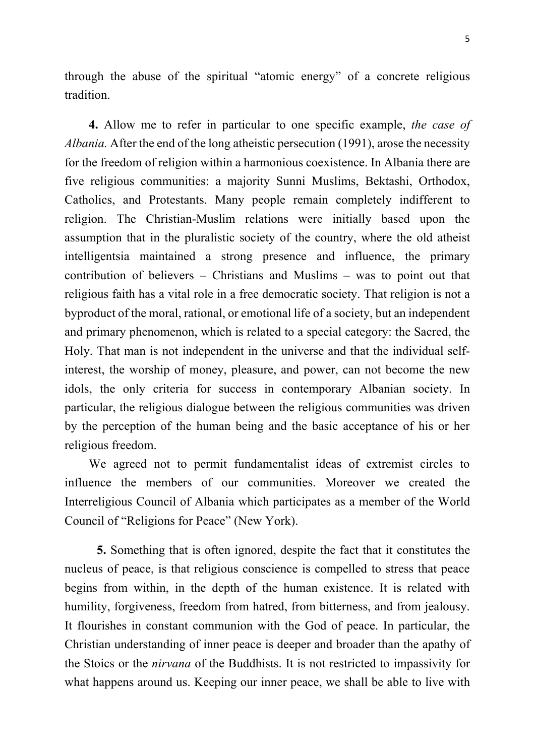through the abuse of the spiritual "atomic energy" of a concrete religious tradition.

**4.** Allow me to refer in particular to one specific example, *the case of Albania.* After the end of the long atheistic persecution (1991), arose the necessity for the freedom of religion within a harmonious coexistence. In Albania there are five religious communities: a majority Sunni Muslims, Bektashi, Orthodox, Catholics, and Protestants. Many people remain completely indifferent to religion. The Christian-Muslim relations were initially based upon the assumption that in the pluralistic society of the country, where the old atheist intelligentsia maintained a strong presence and influence, the primary contribution of believers – Christians and Muslims – was to point out that religious faith has a vital role in a free democratic society. That religion is not a byproduct of the moral, rational, or emotional life of a society, but an independent and primary phenomenon, which is related to a special category: the Sacred, the Holy. That man is not independent in the universe and that the individual self-interest, the worship of money, pleasure, and power, can not become the new idols, the only criteria for success in contemporary Albanian society. In particular, the religious dialogue between the religious communities was driven by the perception of the human being and the basic acceptance of his or her religious freedom.

We agreed not to permit fundamentalist ideas of extremist circles to influence the members of our communities. Moreover we created the Interreligious Council of Albania which participates as a member of the World Council of "Religions for Peace" (New York).

**5.** Something that is often ignored, despite the fact that it constitutes the nucleus of peace, is that religious conscience is compelled to stress that peace begins from within, in the depth of the human existence. It is related with humility, forgiveness, freedom from hatred, from bitterness, and from jealousy. It flourishes in constant communion with the God of peace. In particular, the Christian understanding of inner peace is deeper and broader than the apathy of the Stoics or the *nirvana* of the Buddhists. It is not restricted to impassivity for what happens around us. Keeping our inner peace, we shall be able to live with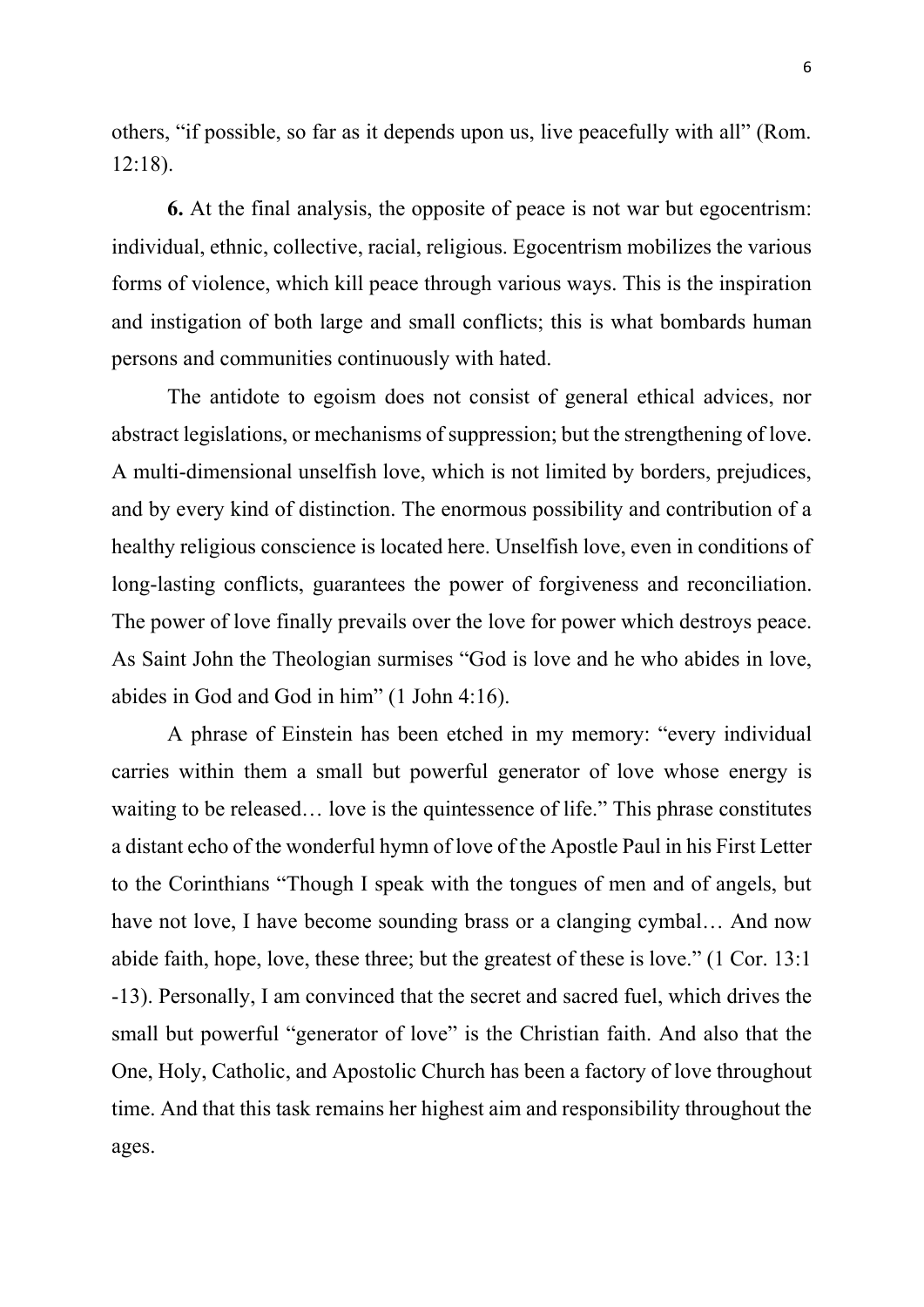others, "if possible, so far as it depends upon us, live peacefully with all" (Rom. 12:18).

**6.** At the final analysis, the opposite of peace is not war but egocentrism: individual, ethnic, collective, racial, religious. Egocentrism mobilizes the various forms of violence, which kill peace through various ways. This is the inspiration and instigation of both large and small conflicts; this is what bombards human persons and communities continuously with hated.

The antidote to egoism does not consist of general ethical advices, nor abstract legislations, or mechanisms of suppression; but the strengthening of love. A multi-dimensional unselfish love, which is not limited by borders, prejudices, and by every kind of distinction. The enormous possibility and contribution of a healthy religious conscience is located here. Unselfish love, even in conditions of long-lasting conflicts, guarantees the power of forgiveness and reconciliation. The power of love finally prevails over the love for power which destroys peace. As Saint John the Theologian surmises "God is love and he who abides in love, abides in God and God in him" (1 John 4:16).

A phrase of Einstein has been etched in my memory: "every individual carries within them a small but powerful generator of love whose energy is waiting to be released… love is the quintessence of life." This phrase constitutes a distant echo of the wonderful hymn of love of the Apostle Paul in his First Letter to the Corinthians "Though I speak with the tongues of men and of angels, but have not love, I have become sounding brass or a clanging cymbal… And now abide faith, hope, love, these three; but the greatest of these is love." (1 Cor. 13:1 -13). Personally, I am convinced that the secret and sacred fuel, which drives the small but powerful "generator of love" is the Christian faith. And also that the One, Holy, Catholic, and Apostolic Church has been a factory of love throughout time. And that this task remains her highest aim and responsibility throughout the ages.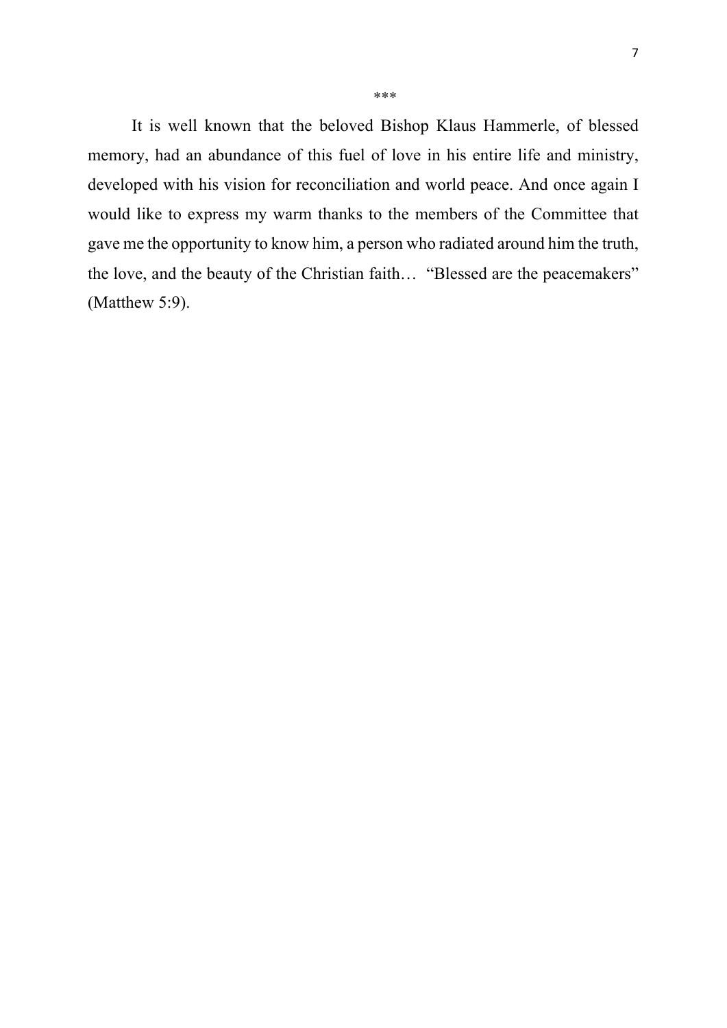\*\*\*

It is well known that the beloved Bishop Klaus Hammerle, of blessed memory, had an abundance of this fuel of love in his entire life and ministry, developed with his vision for reconciliation and world peace. And once again I would like to express my warm thanks to the members of the Committee that gave me the opportunity to know him, a person who radiated around him the truth, the love, and the beauty of the Christian faith… "Blessed are the peacemakers" (Matthew 5:9).